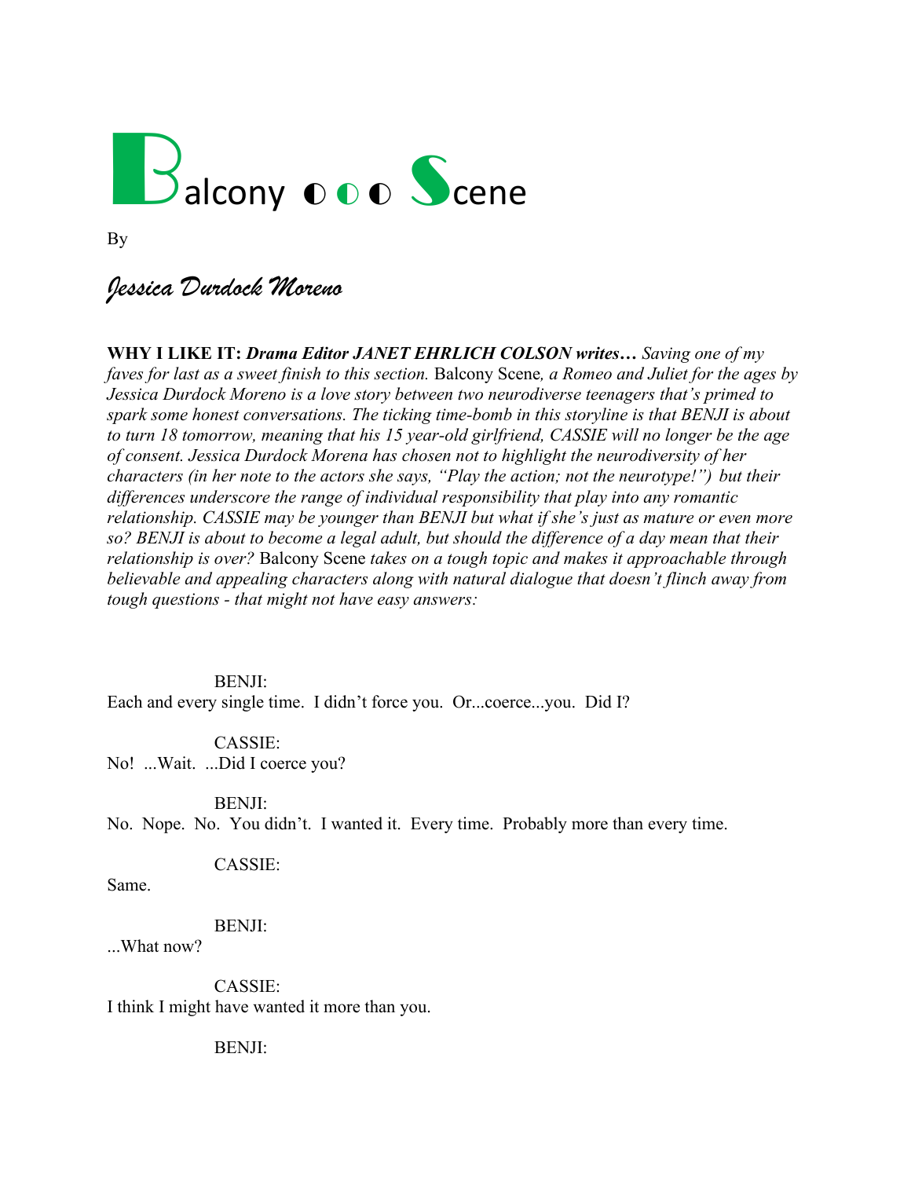# Balcony ◐◐◐ Scene

By

*Jessica Durdock Moreno*

**WHY I LIKE IT:** ***Drama Editor JANET EHRLICH COLSON writes…*** *Saving one of my faves for last as a sweet finish to this section.* Balcony Scene*, a Romeo and Juliet for the ages by Jessica Durdock Moreno is a love story between two neurodiverse teenagers that's primed to spark some honest conversations. The ticking time-bomb in this storyline is that BENJI is about to turn 18 tomorrow, meaning that his 15 year-old girlfriend, CASSIE will no longer be the age of consent. Jessica Durdock Morena has chosen not to highlight the neurodiversity of her characters (in her note to the actors she says, "Play the action; not the neurotype!") but their differences underscore the range of individual responsibility that play into any romantic relationship. CASSIE may be younger than BENJI but what if she's just as mature or even more so? BENJI is about to become a legal adult, but should the difference of a day mean that their relationship is over?* Balcony Scene *takes on a tough topic and makes it approachable through believable and appealing characters along with natural dialogue that doesn't flinch away from tough questions - that might not have easy answers:*

BENJI:
Each and every single time. I didn't force you. Or...coerce...you. Did I?

CASSIE:
No! ...Wait. ...Did I coerce you?

BENJI:
No. Nope. No. You didn't. I wanted it. Every time. Probably more than every time.

CASSIE:
Same.

BENJI:
...What now?

CASSIE:
I think I might have wanted it more than you.

BENJI: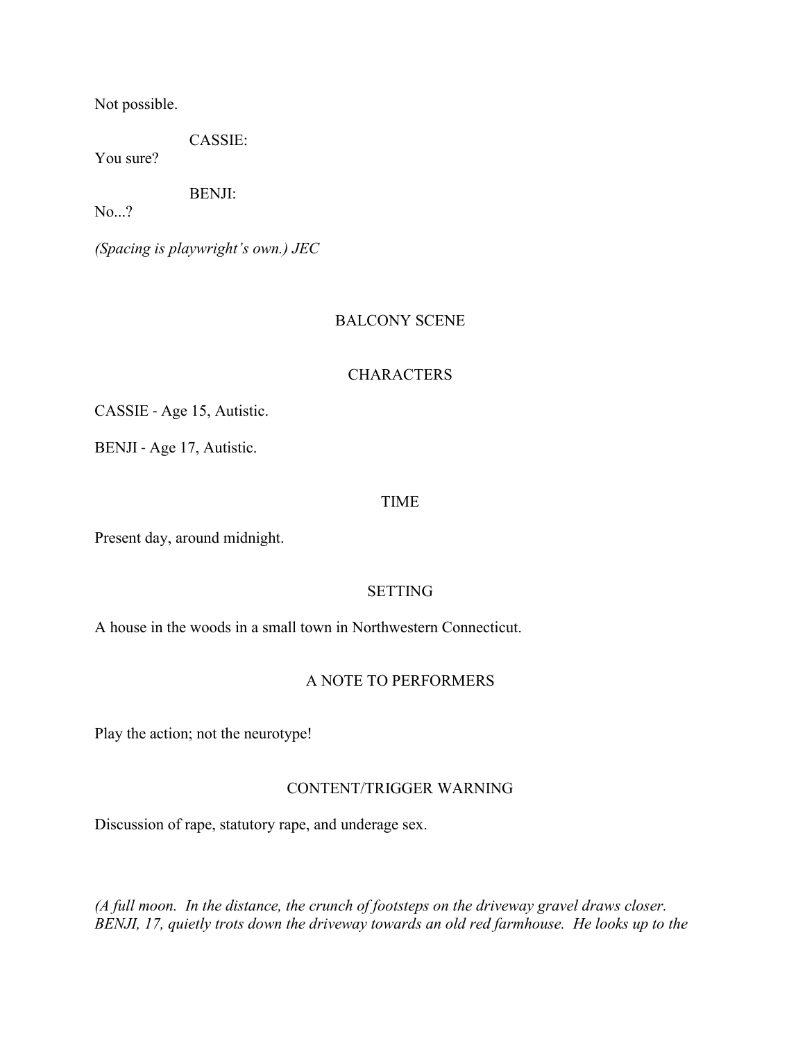Not possible.

CASSIE:

You sure?

BENJI:

No...?

*(Spacing is playwright's own.) JEC*

BALCONY SCENE

CHARACTERS

CASSIE - Age 15, Autistic.

BENJI - Age 17, Autistic.

TIME

Present day, around midnight.

SETTING

A house in the woods in a small town in Northwestern Connecticut.

A NOTE TO PERFORMERS

Play the action; not the neurotype!

CONTENT/TRIGGER WARNING

Discussion of rape, statutory rape, and underage sex.

*(A full moon. In the distance, the crunch of footsteps on the driveway gravel draws closer. BENJI, 17, quietly trots down the driveway towards an old red farmhouse. He looks up to the*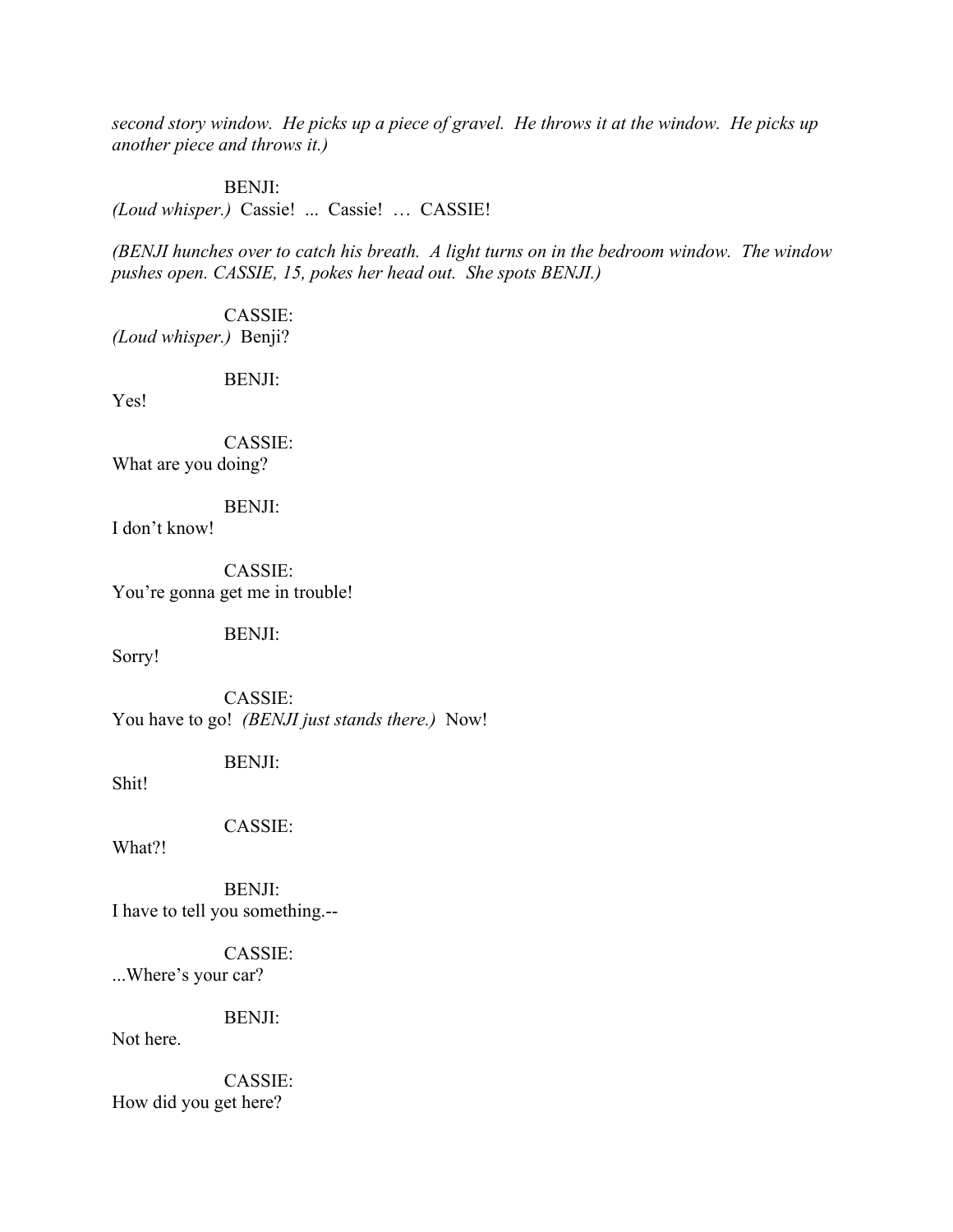*second story window. He picks up a piece of gravel. He throws it at the window. He picks up another piece and throws it.)*

BENJI:
*(Loud whisper.)* Cassie! ... Cassie! … CASSIE!

*(BENJI hunches over to catch his breath. A light turns on in the bedroom window. The window pushes open. CASSIE, 15, pokes her head out. She spots BENJI.)*

CASSIE:
*(Loud whisper.)* Benji?

BENJI:
Yes!

CASSIE:
What are you doing?

BENJI:
I don't know!

CASSIE:
You're gonna get me in trouble!

BENJI:
Sorry!

CASSIE:
You have to go! *(BENJI just stands there.)* Now!

BENJI:
Shit!

CASSIE:
What?!

BENJI:
I have to tell you something.--

CASSIE:
...Where's your car?

BENJI:
Not here.

CASSIE:
How did you get here?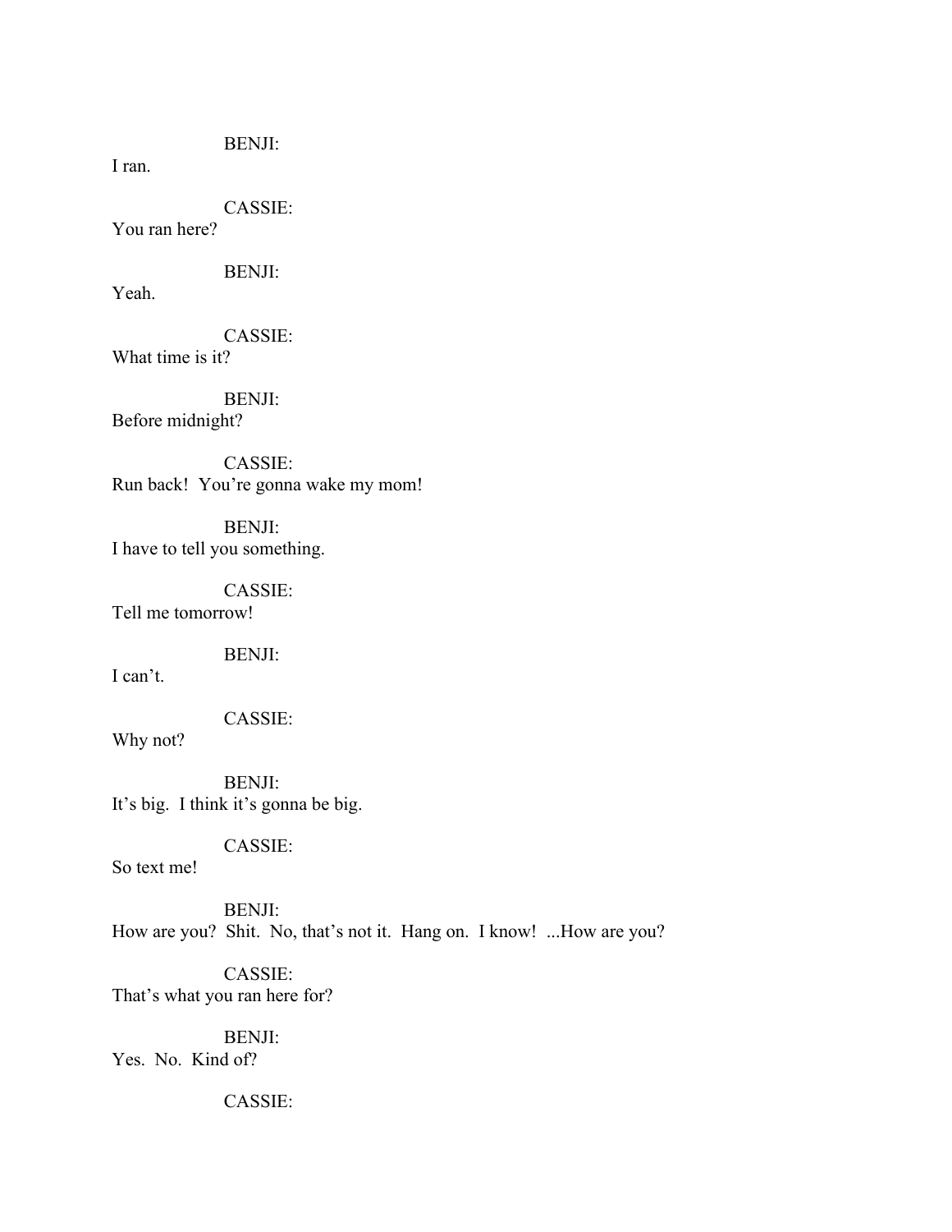BENJI:

I ran.

CASSIE:

You ran here?

BENJI:

Yeah.

CASSIE:

What time is it?

BENJI:

Before midnight?

CASSIE:

Run back!  You're gonna wake my mom!

BENJI:

I have to tell you something.

CASSIE:

Tell me tomorrow!

BENJI:

I can't.

CASSIE:

Why not?

BENJI:

It's big.  I think it's gonna be big.

CASSIE:

So text me!

BENJI:

How are you?  Shit.  No, that's not it.  Hang on.  I know!  ...How are you?

CASSIE:

That's what you ran here for?

BENJI:

Yes.  No.  Kind of?

CASSIE: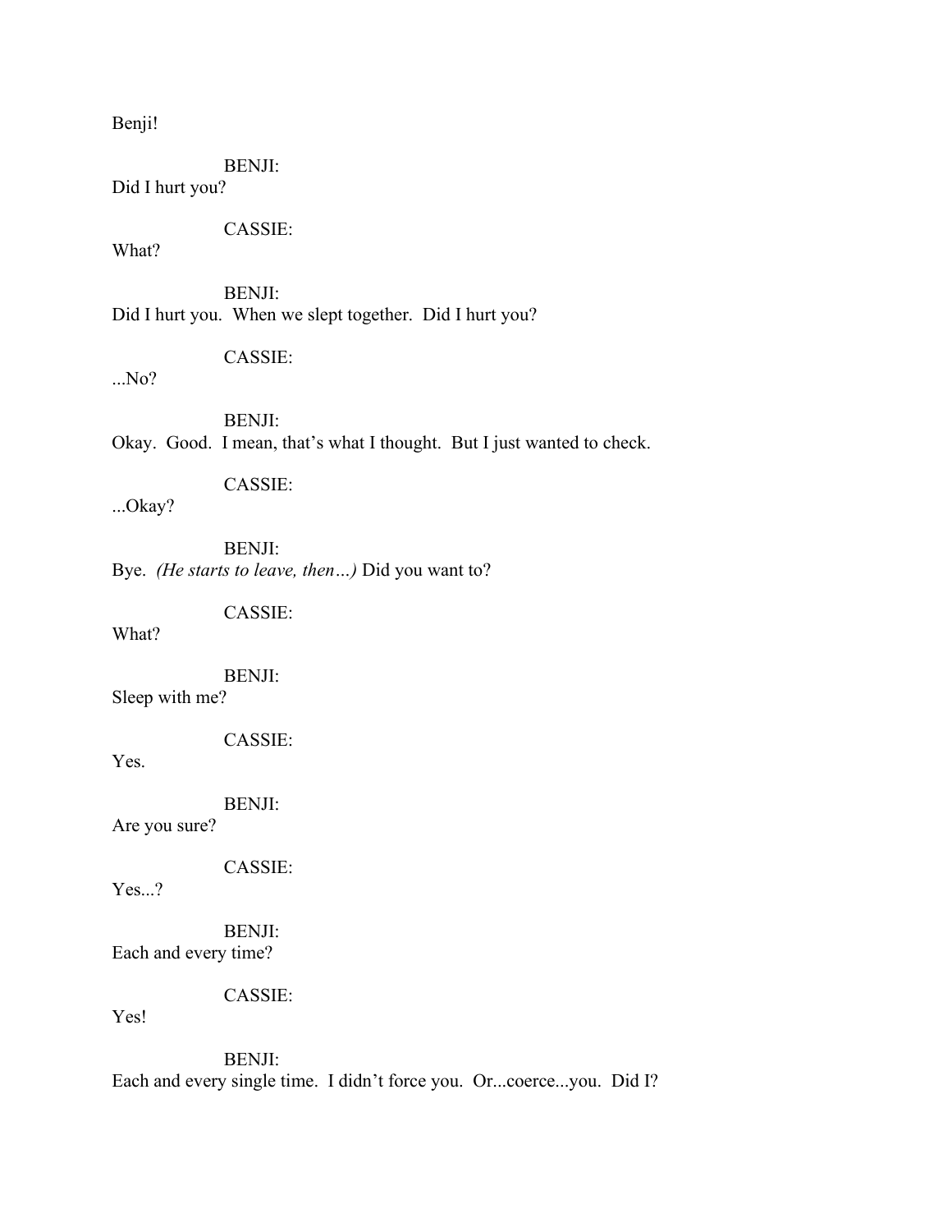Benji!

BENJI:
Did I hurt you?

CASSIE:
What?

BENJI:
Did I hurt you.  When we slept together.  Did I hurt you?

CASSIE:
...No?

BENJI:
Okay.  Good.  I mean, that's what I thought.  But I just wanted to check.

CASSIE:
...Okay?

BENJI:
Bye.  *(He starts to leave, then…)* Did you want to?

CASSIE:
What?

BENJI:
Sleep with me?

CASSIE:
Yes.

BENJI:
Are you sure?

CASSIE:
Yes...?

BENJI:
Each and every time?

CASSIE:
Yes!

BENJI:
Each and every single time.  I didn't force you.  Or...coerce...you.  Did I?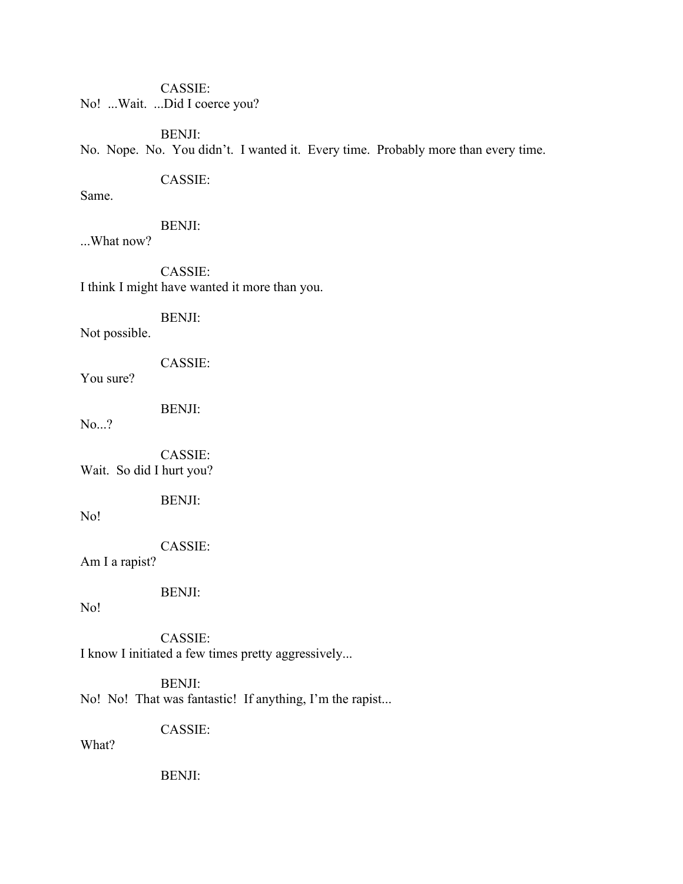CASSIE:
No!  ...Wait.  ...Did I coerce you?

BENJI:
No.  Nope.  No.  You didn't.  I wanted it.  Every time.  Probably more than every time.

CASSIE:
Same.

BENJI:
...What now?

CASSIE:
I think I might have wanted it more than you.

BENJI:
Not possible.

CASSIE:
You sure?

BENJI:
No...?

CASSIE:
Wait.  So did I hurt you?

BENJI:
No!

CASSIE:
Am I a rapist?

BENJI:
No!

CASSIE:
I know I initiated a few times pretty aggressively...

BENJI:
No!  No!  That was fantastic!  If anything, I'm the rapist...

CASSIE:
What?

BENJI: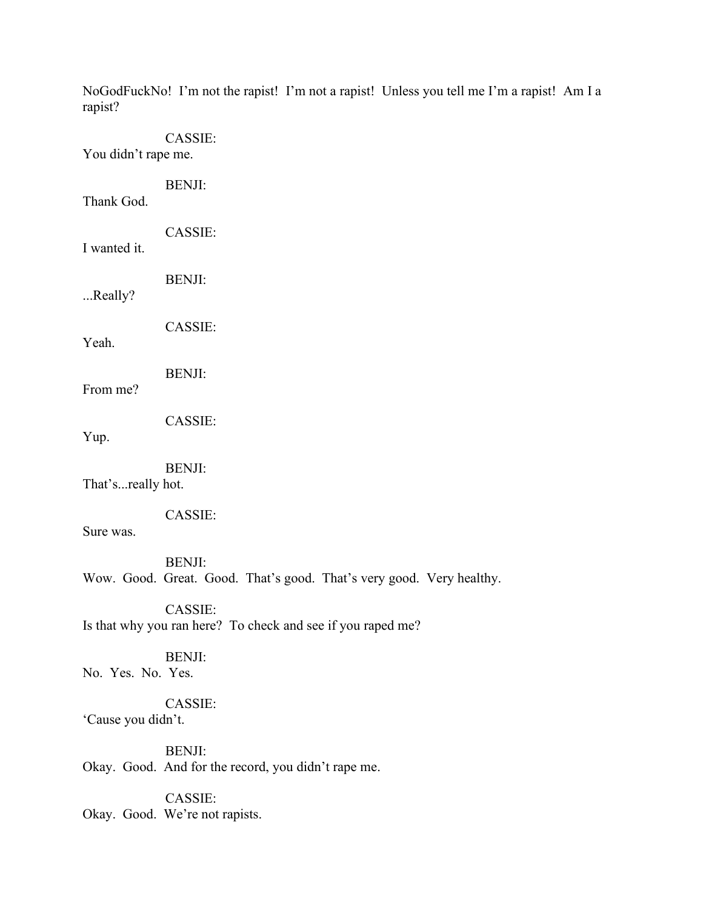NoGodFuckNo!  I'm not the rapist!  I'm not a rapist!  Unless you tell me I'm a rapist!  Am I a rapist?

CASSIE:
You didn't rape me.

BENJI:
Thank God.

CASSIE:
I wanted it.

BENJI:
...Really?

CASSIE:
Yeah.

BENJI:
From me?

CASSIE:
Yup.

BENJI:
That's...really hot.

CASSIE:
Sure was.

BENJI:
Wow.  Good.  Great.  Good.  That's good.  That's very good.  Very healthy.

CASSIE:
Is that why you ran here?  To check and see if you raped me?

BENJI:
No.  Yes.  No.  Yes.

CASSIE:
'Cause you didn't.

BENJI:
Okay.  Good.  And for the record, you didn't rape me.

CASSIE:
Okay.  Good.  We're not rapists.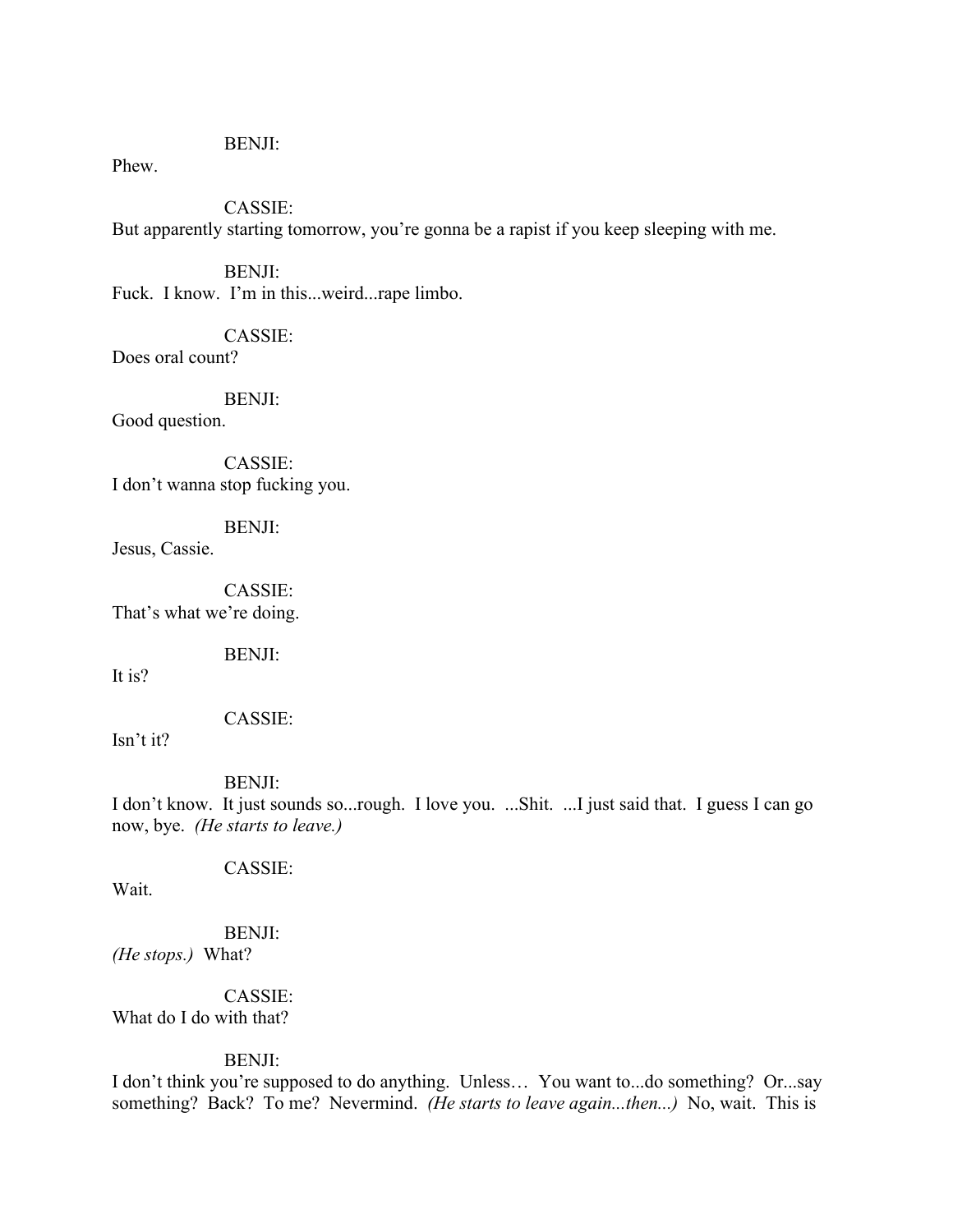BENJI:
Phew.

CASSIE:
But apparently starting tomorrow, you're gonna be a rapist if you keep sleeping with me.

BENJI:
Fuck. I know. I'm in this...weird...rape limbo.

CASSIE:
Does oral count?

BENJI:
Good question.

CASSIE:
I don't wanna stop fucking you.

BENJI:
Jesus, Cassie.

CASSIE:
That's what we're doing.

BENJI:
It is?

CASSIE:
Isn't it?

BENJI:
I don't know. It just sounds so...rough. I love you. ...Shit. ...I just said that. I guess I can go now, bye. *(He starts to leave.)*

CASSIE:
Wait.

BENJI:
*(He stops.)* What?

CASSIE:
What do I do with that?

BENJI:
I don't think you're supposed to do anything. Unless… You want to...do something? Or...say something? Back? To me? Nevermind. *(He starts to leave again...then...)* No, wait. This is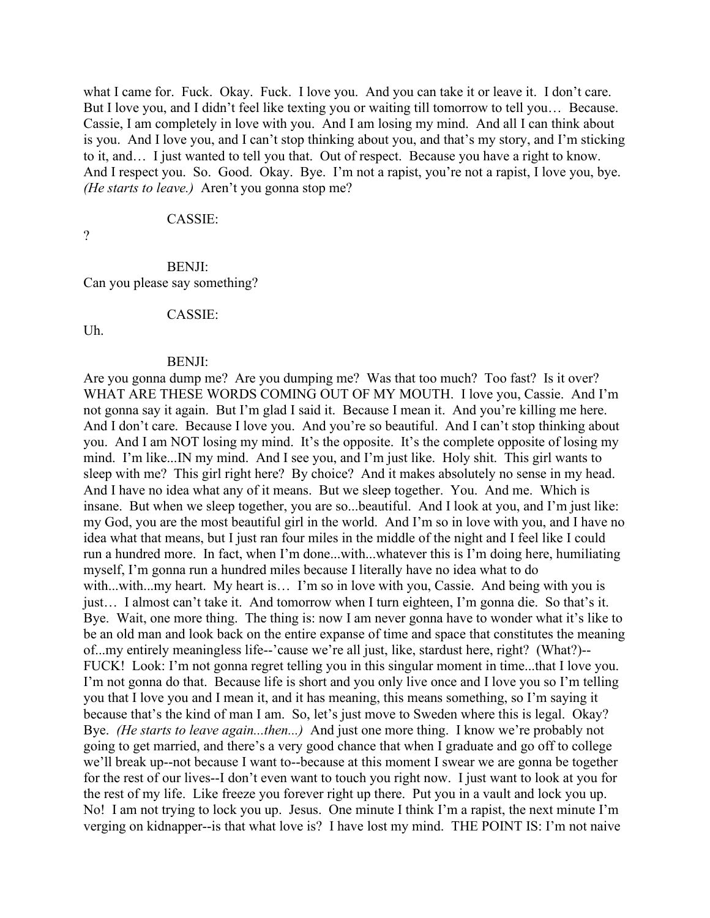what I came for. Fuck. Okay. Fuck. I love you. And you can take it or leave it. I don't care. But I love you, and I didn't feel like texting you or waiting till tomorrow to tell you… Because. Cassie, I am completely in love with you. And I am losing my mind. And all I can think about is you. And I love you, and I can't stop thinking about you, and that's my story, and I'm sticking to it, and… I just wanted to tell you that. Out of respect. Because you have a right to know. And I respect you. So. Good. Okay. Bye. I'm not a rapist, you're not a rapist, I love you, bye. *(He starts to leave.)* Aren't you gonna stop me?

CASSIE:

?

BENJI:

Can you please say something?

CASSIE:

Uh.

BENJI:

Are you gonna dump me? Are you dumping me? Was that too much? Too fast? Is it over? WHAT ARE THESE WORDS COMING OUT OF MY MOUTH. I love you, Cassie. And I'm not gonna say it again. But I'm glad I said it. Because I mean it. And you're killing me here. And I don't care. Because I love you. And you're so beautiful. And I can't stop thinking about you. And I am NOT losing my mind. It's the opposite. It's the complete opposite of losing my mind. I'm like...IN my mind. And I see you, and I'm just like. Holy shit. This girl wants to sleep with me? This girl right here? By choice? And it makes absolutely no sense in my head. And I have no idea what any of it means. But we sleep together. You. And me. Which is insane. But when we sleep together, you are so...beautiful. And I look at you, and I'm just like: my God, you are the most beautiful girl in the world. And I'm so in love with you, and I have no idea what that means, but I just ran four miles in the middle of the night and I feel like I could run a hundred more. In fact, when I'm done...with...whatever this is I'm doing here, humiliating myself, I'm gonna run a hundred miles because I literally have no idea what to do with...with...my heart. My heart is… I'm so in love with you, Cassie. And being with you is just… I almost can't take it. And tomorrow when I turn eighteen, I'm gonna die. So that's it. Bye. Wait, one more thing. The thing is: now I am never gonna have to wonder what it's like to be an old man and look back on the entire expanse of time and space that constitutes the meaning of...my entirely meaningless life--'cause we're all just, like, stardust here, right? (What?)--FUCK! Look: I'm not gonna regret telling you in this singular moment in time...that I love you. I'm not gonna do that. Because life is short and you only live once and I love you so I'm telling you that I love you and I mean it, and it has meaning, this means something, so I'm saying it because that's the kind of man I am. So, let's just move to Sweden where this is legal. Okay? Bye. *(He starts to leave again...then...)* And just one more thing. I know we're probably not going to get married, and there's a very good chance that when I graduate and go off to college we'll break up--not because I want to--because at this moment I swear we are gonna be together for the rest of our lives--I don't even want to touch you right now. I just want to look at you for the rest of my life. Like freeze you forever right up there. Put you in a vault and lock you up. No! I am not trying to lock you up. Jesus. One minute I think I'm a rapist, the next minute I'm verging on kidnapper--is that what love is? I have lost my mind. THE POINT IS: I'm not naive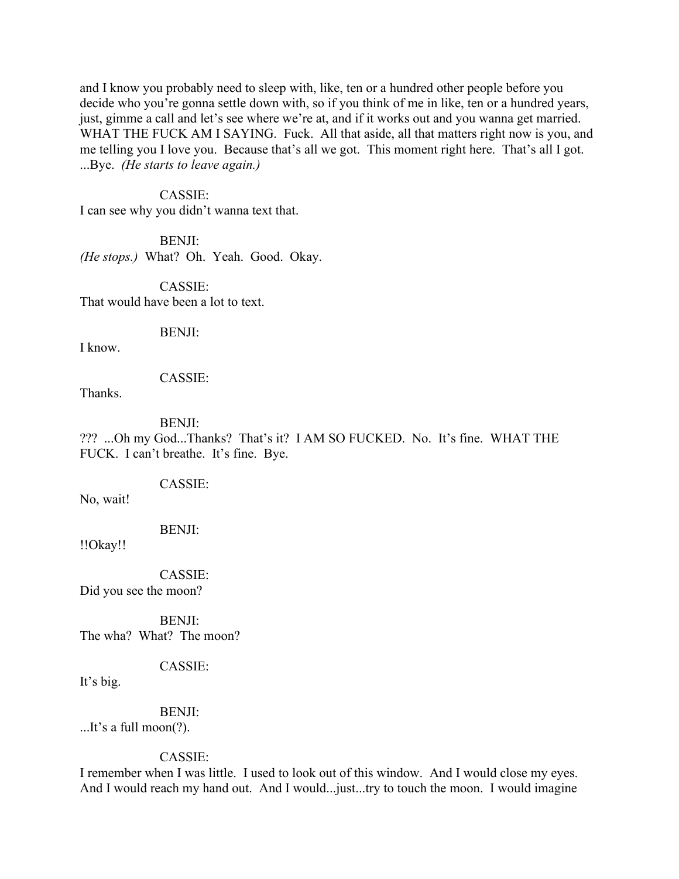and I know you probably need to sleep with, like, ten or a hundred other people before you decide who you're gonna settle down with, so if you think of me in like, ten or a hundred years, just, gimme a call and let's see where we're at, and if it works out and you wanna get married. WHAT THE FUCK AM I SAYING. Fuck. All that aside, all that matters right now is you, and me telling you I love you. Because that's all we got. This moment right here. That's all I got. ...Bye. *(He starts to leave again.)*

CASSIE:
I can see why you didn't wanna text that.

BENJI:
*(He stops.)* What? Oh. Yeah. Good. Okay.

CASSIE:
That would have been a lot to text.

BENJI:
I know.

CASSIE:
Thanks.

BENJI:
??? ...Oh my God...Thanks? That's it? I AM SO FUCKED. No. It's fine. WHAT THE FUCK. I can't breathe. It's fine. Bye.

CASSIE:
No, wait!

BENJI:
!!Okay!!

CASSIE:
Did you see the moon?

BENJI:
The wha? What? The moon?

CASSIE:
It's big.

BENJI:
...It's a full moon(?).

CASSIE:
I remember when I was little. I used to look out of this window. And I would close my eyes. And I would reach my hand out. And I would...just...try to touch the moon. I would imagine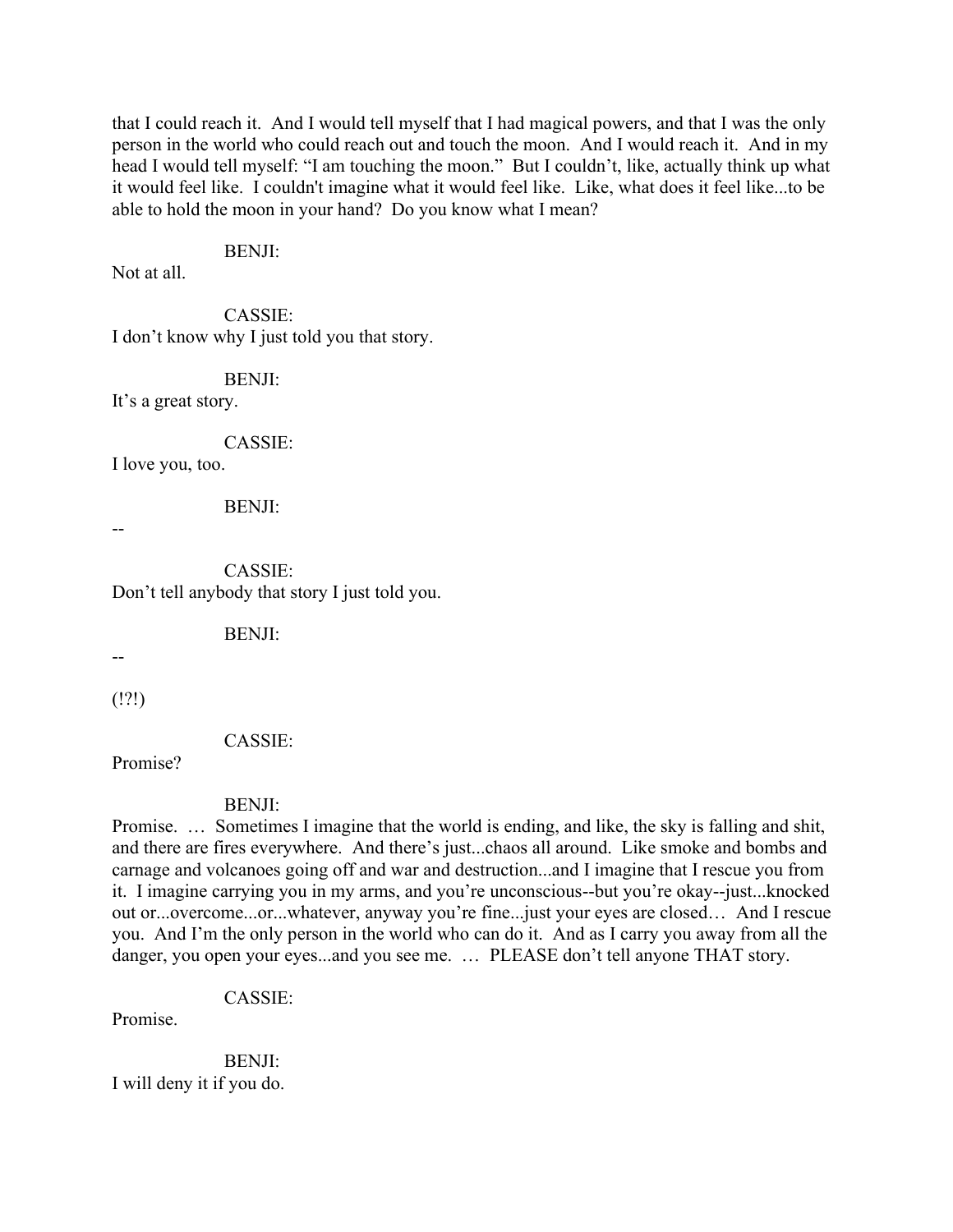that I could reach it. And I would tell myself that I had magical powers, and that I was the only person in the world who could reach out and touch the moon. And I would reach it. And in my head I would tell myself: "I am touching the moon." But I couldn't, like, actually think up what it would feel like. I couldn't imagine what it would feel like. Like, what does it feel like...to be able to hold the moon in your hand? Do you know what I mean?

BENJI:

Not at all.

CASSIE:

I don't know why I just told you that story.

BENJI:

It's a great story.

CASSIE:

I love you, too.

BENJI:

--

CASSIE:

Don't tell anybody that story I just told you.

BENJI:

--

(!?!)

CASSIE:

Promise?

BENJI:

Promise. … Sometimes I imagine that the world is ending, and like, the sky is falling and shit, and there are fires everywhere. And there's just...chaos all around. Like smoke and bombs and carnage and volcanoes going off and war and destruction...and I imagine that I rescue you from it. I imagine carrying you in my arms, and you're unconscious--but you're okay--just...knocked out or...overcome...or...whatever, anyway you're fine...just your eyes are closed… And I rescue you. And I'm the only person in the world who can do it. And as I carry you away from all the danger, you open your eyes...and you see me. … PLEASE don't tell anyone THAT story.

CASSIE:

Promise.

BENJI:

I will deny it if you do.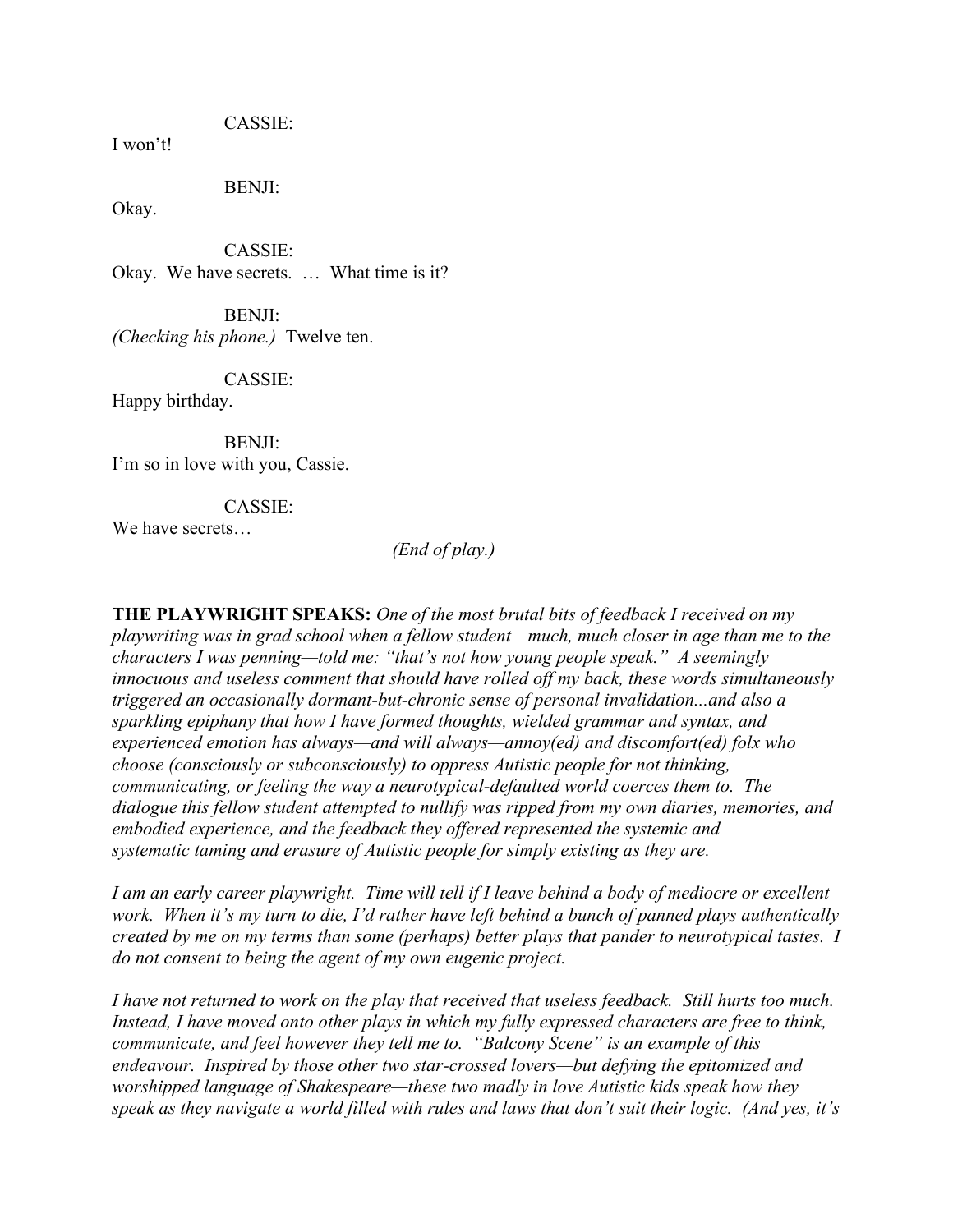CASSIE:

I won't!

BENJI:

Okay.

CASSIE:

Okay.  We have secrets.  …  What time is it?

BENJI:

*(Checking his phone.)*  Twelve ten.

CASSIE:

Happy birthday.

BENJI:

I'm so in love with you, Cassie.

CASSIE:

We have secrets…

*(End of play.)*

**THE PLAYWRIGHT SPEAKS:** *One of the most brutal bits of feedback I received on my playwriting was in grad school when a fellow student—much, much closer in age than me to the characters I was penning—told me: "that's not how young people speak."  A seemingly innocuous and useless comment that should have rolled off my back, these words simultaneously triggered an occasionally dormant-but-chronic sense of personal invalidation...and also a sparkling epiphany that how I have formed thoughts, wielded grammar and syntax, and experienced emotion has always—and will always—annoy(ed) and discomfort(ed) folx who choose (consciously or subconsciously) to oppress Autistic people for not thinking, communicating, or feeling the way a neurotypical-defaulted world coerces them to.  The dialogue this fellow student attempted to nullify was ripped from my own diaries, memories, and embodied experience, and the feedback they offered represented the systemic and systematic taming and erasure of Autistic people for simply existing as they are.*

*I am an early career playwright.  Time will tell if I leave behind a body of mediocre or excellent work.  When it's my turn to die, I'd rather have left behind a bunch of panned plays authentically created by me on my terms than some (perhaps) better plays that pander to neurotypical tastes.  I do not consent to being the agent of my own eugenic project.*

*I have not returned to work on the play that received that useless feedback.  Still hurts too much. Instead, I have moved onto other plays in which my fully expressed characters are free to think, communicate, and feel however they tell me to.  "Balcony Scene" is an example of this endeavour.  Inspired by those other two star-crossed lovers—but defying the epitomized and worshipped language of Shakespeare—these two madly in love Autistic kids speak how they speak as they navigate a world filled with rules and laws that don't suit their logic.  (And yes, it's*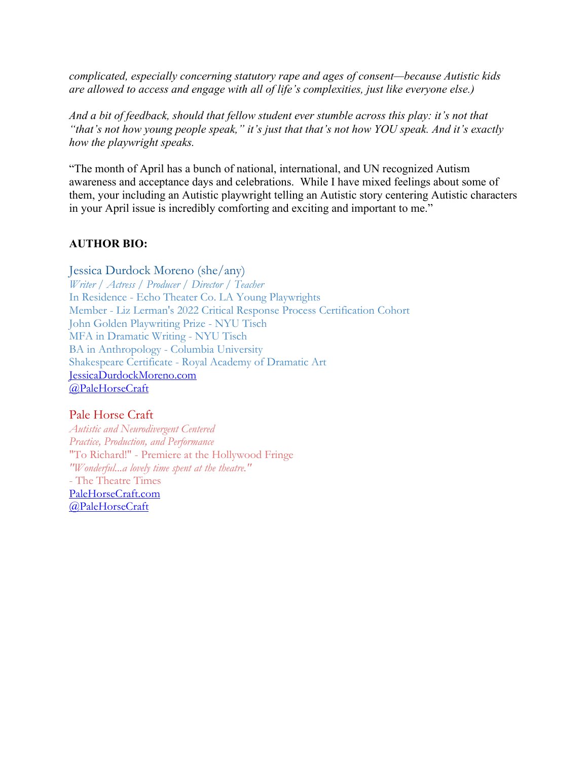*complicated, especially concerning statutory rape and ages of consent—because Autistic kids are allowed to access and engage with all of life's complexities, just like everyone else.)*

*And a bit of feedback, should that fellow student ever stumble across this play: it's not that "that's not how young people speak," it's just that that's not how YOU speak. And it's exactly how the playwright speaks.*

"The month of April has a bunch of national, international, and UN recognized Autism awareness and acceptance days and celebrations. While I have mixed feelings about some of them, your including an Autistic playwright telling an Autistic story centering Autistic characters in your April issue is incredibly comforting and exciting and important to me."

**AUTHOR BIO:**

Jessica Durdock Moreno (she/any)
*Writer / Actress / Producer / Director / Teacher*
In Residence - Echo Theater Co. LA Young Playwrights
Member - Liz Lerman's 2022 Critical Response Process Certification Cohort
John Golden Playwriting Prize - NYU Tisch
MFA in Dramatic Writing - NYU Tisch
BA in Anthropology - Columbia University
Shakespeare Certificate - Royal Academy of Dramatic Art
JessicaDurdockMoreno.com
@PaleHorseCraft

Pale Horse Craft
*Autistic and Neurodivergent Centered*
*Practice, Production, and Performance*
"To Richard!" - Premiere at the Hollywood Fringe
*"Wonderful...a lovely time spent at the theatre."*
- The Theatre Times
PaleHorseCraft.com
@PaleHorseCraft